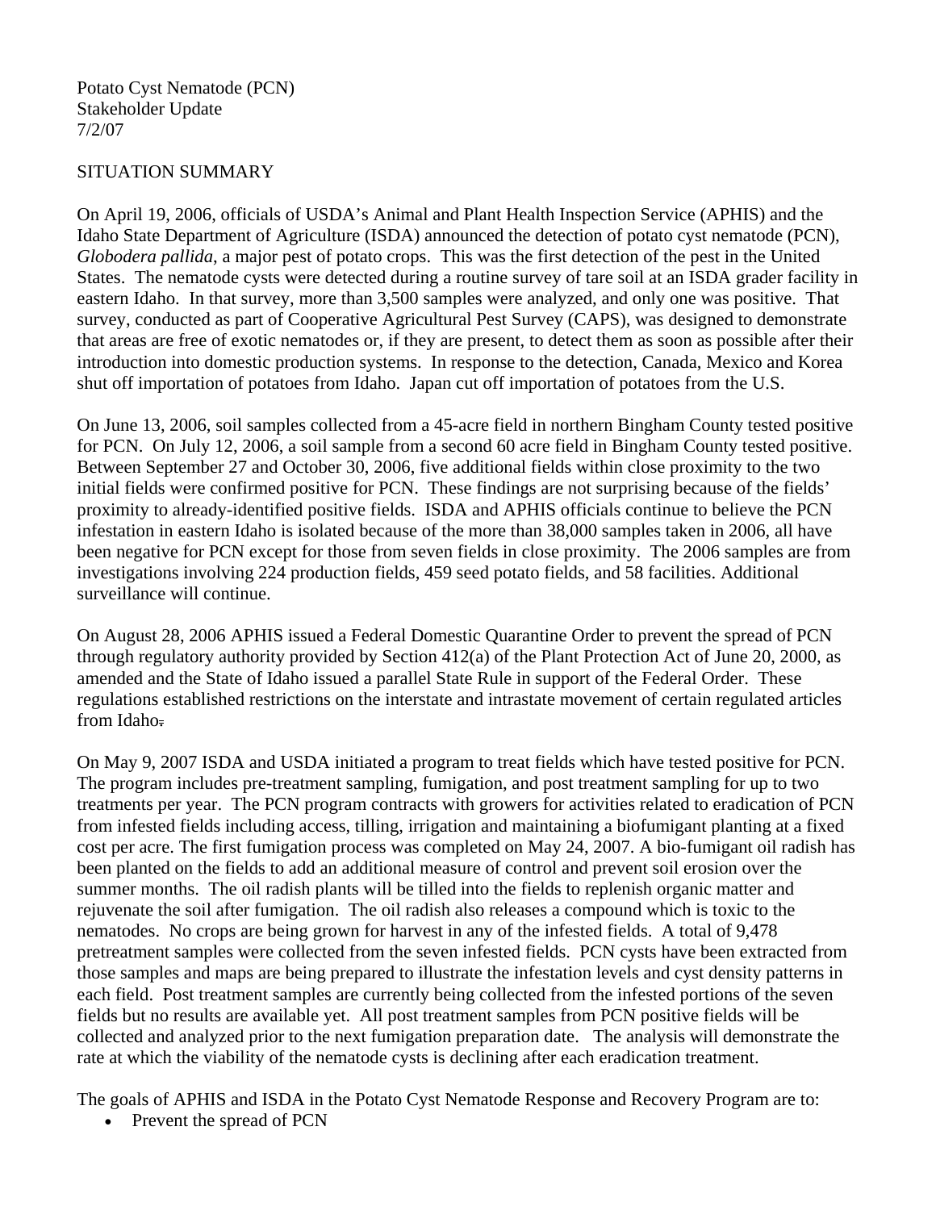Potato Cyst Nematode (PCN)
Stakeholder Update
7/2/07

SITUATION SUMMARY

On April 19, 2006, officials of USDA's Animal and Plant Health Inspection Service (APHIS) and the Idaho State Department of Agriculture (ISDA) announced the detection of potato cyst nematode (PCN), *Globodera pallida*, a major pest of potato crops. This was the first detection of the pest in the United States. The nematode cysts were detected during a routine survey of tare soil at an ISDA grader facility in eastern Idaho. In that survey, more than 3,500 samples were analyzed, and only one was positive. That survey, conducted as part of Cooperative Agricultural Pest Survey (CAPS), was designed to demonstrate that areas are free of exotic nematodes or, if they are present, to detect them as soon as possible after their introduction into domestic production systems. In response to the detection, Canada, Mexico and Korea shut off importation of potatoes from Idaho. Japan cut off importation of potatoes from the U.S.

On June 13, 2006, soil samples collected from a 45-acre field in northern Bingham County tested positive for PCN. On July 12, 2006, a soil sample from a second 60 acre field in Bingham County tested positive. Between September 27 and October 30, 2006, five additional fields within close proximity to the two initial fields were confirmed positive for PCN. These findings are not surprising because of the fields' proximity to already-identified positive fields. ISDA and APHIS officials continue to believe the PCN infestation in eastern Idaho is isolated because of the more than 38,000 samples taken in 2006, all have been negative for PCN except for those from seven fields in close proximity. The 2006 samples are from investigations involving 224 production fields, 459 seed potato fields, and 58 facilities. Additional surveillance will continue.

On August 28, 2006 APHIS issued a Federal Domestic Quarantine Order to prevent the spread of PCN through regulatory authority provided by Section 412(a) of the Plant Protection Act of June 20, 2000, as amended and the State of Idaho issued a parallel State Rule in support of the Federal Order. These regulations established restrictions on the interstate and intrastate movement of certain regulated articles from Idaho.

On May 9, 2007 ISDA and USDA initiated a program to treat fields which have tested positive for PCN. The program includes pre-treatment sampling, fumigation, and post treatment sampling for up to two treatments per year. The PCN program contracts with growers for activities related to eradication of PCN from infested fields including access, tilling, irrigation and maintaining a biofumigant planting at a fixed cost per acre. The first fumigation process was completed on May 24, 2007. A bio-fumigant oil radish has been planted on the fields to add an additional measure of control and prevent soil erosion over the summer months. The oil radish plants will be tilled into the fields to replenish organic matter and rejuvenate the soil after fumigation. The oil radish also releases a compound which is toxic to the nematodes. No crops are being grown for harvest in any of the infested fields. A total of 9,478 pretreatment samples were collected from the seven infested fields. PCN cysts have been extracted from those samples and maps are being prepared to illustrate the infestation levels and cyst density patterns in each field. Post treatment samples are currently being collected from the infested portions of the seven fields but no results are available yet. All post treatment samples from PCN positive fields will be collected and analyzed prior to the next fumigation preparation date. The analysis will demonstrate the rate at which the viability of the nematode cysts is declining after each eradication treatment.

The goals of APHIS and ISDA in the Potato Cyst Nematode Response and Recovery Program are to:

- Prevent the spread of PCN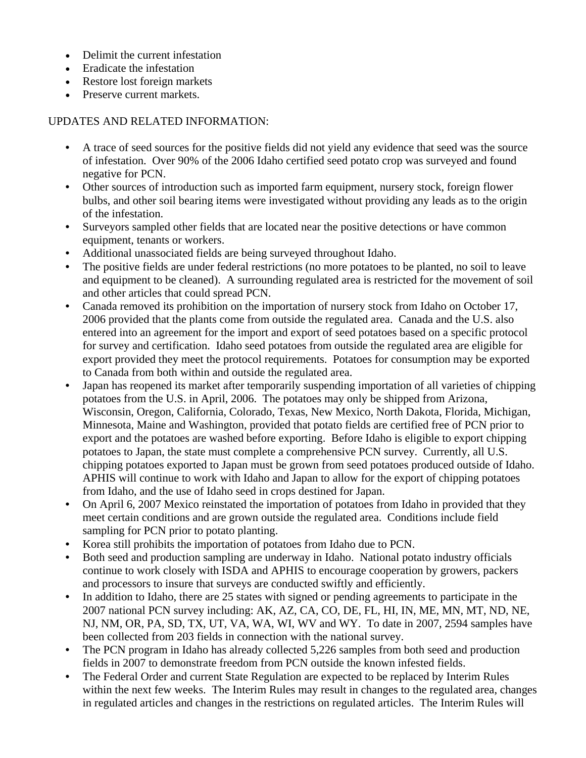- Delimit the current infestation
- Eradicate the infestation
- Restore lost foreign markets
- Preserve current markets.

UPDATES AND RELATED INFORMATION:

- A trace of seed sources for the positive fields did not yield any evidence that seed was the source of infestation. Over 90% of the 2006 Idaho certified seed potato crop was surveyed and found negative for PCN.
- Other sources of introduction such as imported farm equipment, nursery stock, foreign flower bulbs, and other soil bearing items were investigated without providing any leads as to the origin of the infestation.
- Surveyors sampled other fields that are located near the positive detections or have common equipment, tenants or workers.
- Additional unassociated fields are being surveyed throughout Idaho.
- The positive fields are under federal restrictions (no more potatoes to be planted, no soil to leave and equipment to be cleaned). A surrounding regulated area is restricted for the movement of soil and other articles that could spread PCN.
- Canada removed its prohibition on the importation of nursery stock from Idaho on October 17, 2006 provided that the plants come from outside the regulated area. Canada and the U.S. also entered into an agreement for the import and export of seed potatoes based on a specific protocol for survey and certification. Idaho seed potatoes from outside the regulated area are eligible for export provided they meet the protocol requirements. Potatoes for consumption may be exported to Canada from both within and outside the regulated area.
- Japan has reopened its market after temporarily suspending importation of all varieties of chipping potatoes from the U.S. in April, 2006. The potatoes may only be shipped from Arizona, Wisconsin, Oregon, California, Colorado, Texas, New Mexico, North Dakota, Florida, Michigan, Minnesota, Maine and Washington, provided that potato fields are certified free of PCN prior to export and the potatoes are washed before exporting. Before Idaho is eligible to export chipping potatoes to Japan, the state must complete a comprehensive PCN survey. Currently, all U.S. chipping potatoes exported to Japan must be grown from seed potatoes produced outside of Idaho. APHIS will continue to work with Idaho and Japan to allow for the export of chipping potatoes from Idaho, and the use of Idaho seed in crops destined for Japan.
- On April 6, 2007 Mexico reinstated the importation of potatoes from Idaho in provided that they meet certain conditions and are grown outside the regulated area. Conditions include field sampling for PCN prior to potato planting.
- Korea still prohibits the importation of potatoes from Idaho due to PCN.
- Both seed and production sampling are underway in Idaho. National potato industry officials continue to work closely with ISDA and APHIS to encourage cooperation by growers, packers and processors to insure that surveys are conducted swiftly and efficiently.
- In addition to Idaho, there are 25 states with signed or pending agreements to participate in the 2007 national PCN survey including: AK, AZ, CA, CO, DE, FL, HI, IN, ME, MN, MT, ND, NE, NJ, NM, OR, PA, SD, TX, UT, VA, WA, WI, WV and WY. To date in 2007, 2594 samples have been collected from 203 fields in connection with the national survey.
- The PCN program in Idaho has already collected 5,226 samples from both seed and production fields in 2007 to demonstrate freedom from PCN outside the known infested fields.
- The Federal Order and current State Regulation are expected to be replaced by Interim Rules within the next few weeks. The Interim Rules may result in changes to the regulated area, changes in regulated articles and changes in the restrictions on regulated articles. The Interim Rules will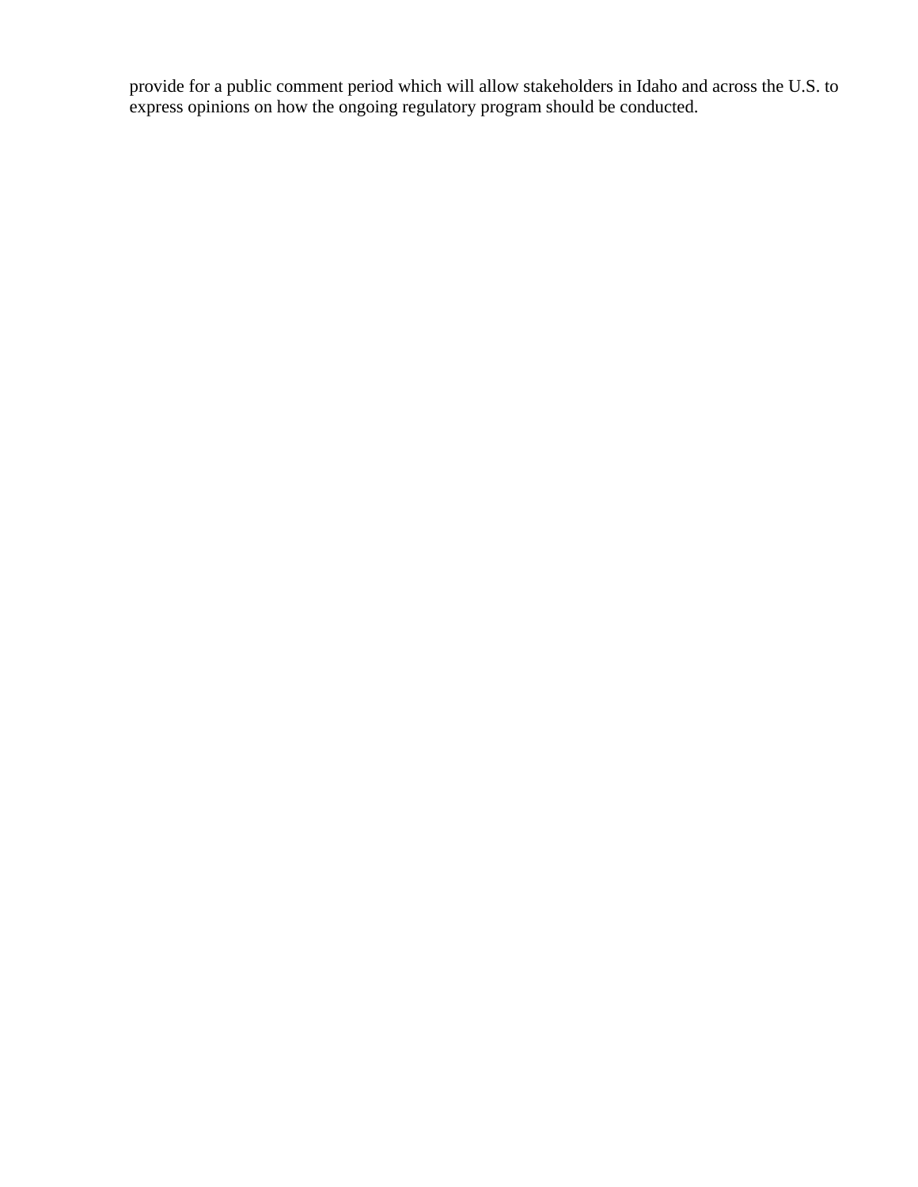provide for a public comment period which will allow stakeholders in Idaho and across the U.S. to express opinions on how the ongoing regulatory program should be conducted.